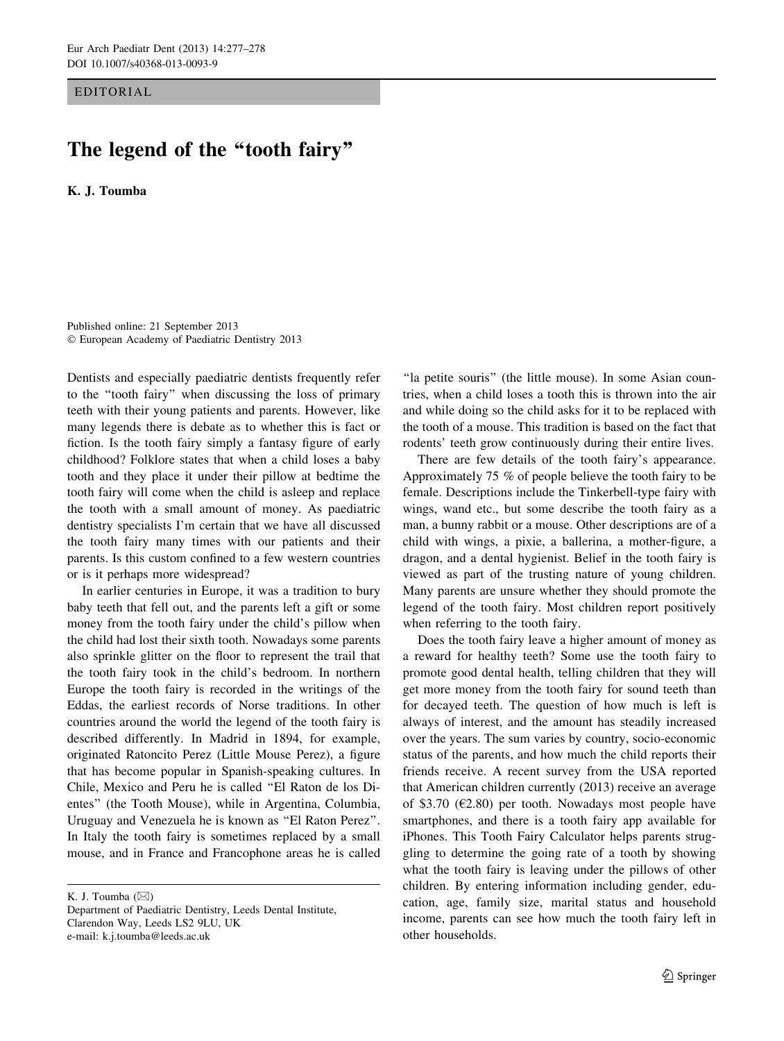EDITORIAL

# The legend of the "tooth fairy"

**K. J. Toumba**

Published online: 21 September 2013
© European Academy of Paediatric Dentistry 2013

Dentists and especially paediatric dentists frequently refer to the "tooth fairy" when discussing the loss of primary teeth with their young patients and parents. However, like many legends there is debate as to whether this is fact or fiction. Is the tooth fairy simply a fantasy figure of early childhood? Folklore states that when a child loses a baby tooth and they place it under their pillow at bedtime the tooth fairy will come when the child is asleep and replace the tooth with a small amount of money. As paediatric dentistry specialists I'm certain that we have all discussed the tooth fairy many times with our patients and their parents. Is this custom confined to a few western countries or is it perhaps more widespread?

In earlier centuries in Europe, it was a tradition to bury baby teeth that fell out, and the parents left a gift or some money from the tooth fairy under the child's pillow when the child had lost their sixth tooth. Nowadays some parents also sprinkle glitter on the floor to represent the trail that the tooth fairy took in the child's bedroom. In northern Europe the tooth fairy is recorded in the writings of the Eddas, the earliest records of Norse traditions. In other countries around the world the legend of the tooth fairy is described differently. In Madrid in 1894, for example, originated Ratoncito Perez (Little Mouse Perez), a figure that has become popular in Spanish-speaking cultures. In Chile, Mexico and Peru he is called "El Raton de los Dientes" (the Tooth Mouse), while in Argentina, Columbia, Uruguay and Venezuela he is known as "El Raton Perez". In Italy the tooth fairy is sometimes replaced by a small mouse, and in France and Francophone areas he is called "la petite souris" (the little mouse). In some Asian countries, when a child loses a tooth this is thrown into the air and while doing so the child asks for it to be replaced with the tooth of a mouse. This tradition is based on the fact that rodents' teeth grow continuously during their entire lives.

There are few details of the tooth fairy's appearance. Approximately 75 % of people believe the tooth fairy to be female. Descriptions include the Tinkerbell-type fairy with wings, wand etc., but some describe the tooth fairy as a man, a bunny rabbit or a mouse. Other descriptions are of a child with wings, a pixie, a ballerina, a mother-figure, a dragon, and a dental hygienist. Belief in the tooth fairy is viewed as part of the trusting nature of young children. Many parents are unsure whether they should promote the legend of the tooth fairy. Most children report positively when referring to the tooth fairy.

Does the tooth fairy leave a higher amount of money as a reward for healthy teeth? Some use the tooth fairy to promote good dental health, telling children that they will get more money from the tooth fairy for sound teeth than for decayed teeth. The question of how much is left is always of interest, and the amount has steadily increased over the years. The sum varies by country, socio-economic status of the parents, and how much the child reports their friends receive. A recent survey from the USA reported that American children currently (2013) receive an average of $3.70 (€2.80) per tooth. Nowadays most people have smartphones, and there is a tooth fairy app available for iPhones. This Tooth Fairy Calculator helps parents struggling to determine the going rate of a tooth by showing what the tooth fairy is leaving under the pillows of other children. By entering information including gender, education, age, family size, marital status and household income, parents can see how much the tooth fairy left in other households.

K. J. Toumba (✉)
Department of Paediatric Dentistry, Leeds Dental Institute, Clarendon Way, Leeds LS2 9LU, UK
e-mail: k.j.toumba@leeds.ac.uk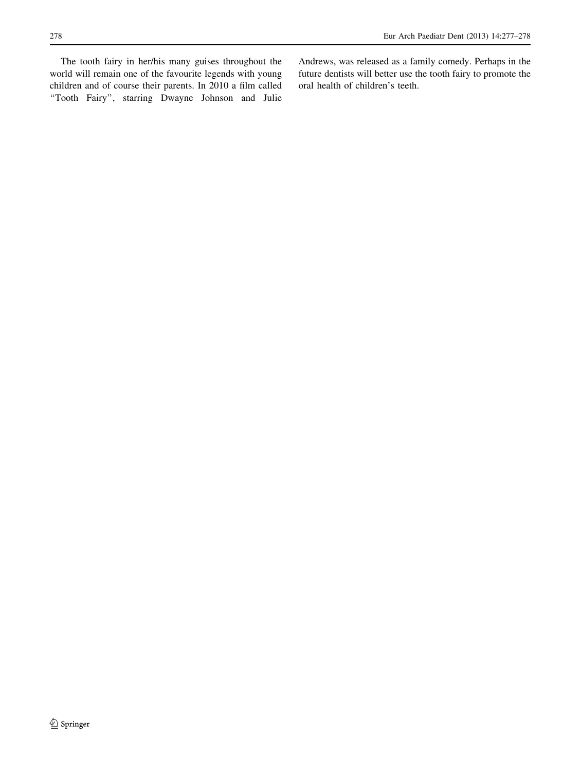The tooth fairy in her/his many guises throughout the world will remain one of the favourite legends with young children and of course their parents. In 2010 a film called "Tooth Fairy", starring Dwayne Johnson and Julie Andrews, was released as a family comedy. Perhaps in the future dentists will better use the tooth fairy to promote the oral health of children's teeth.